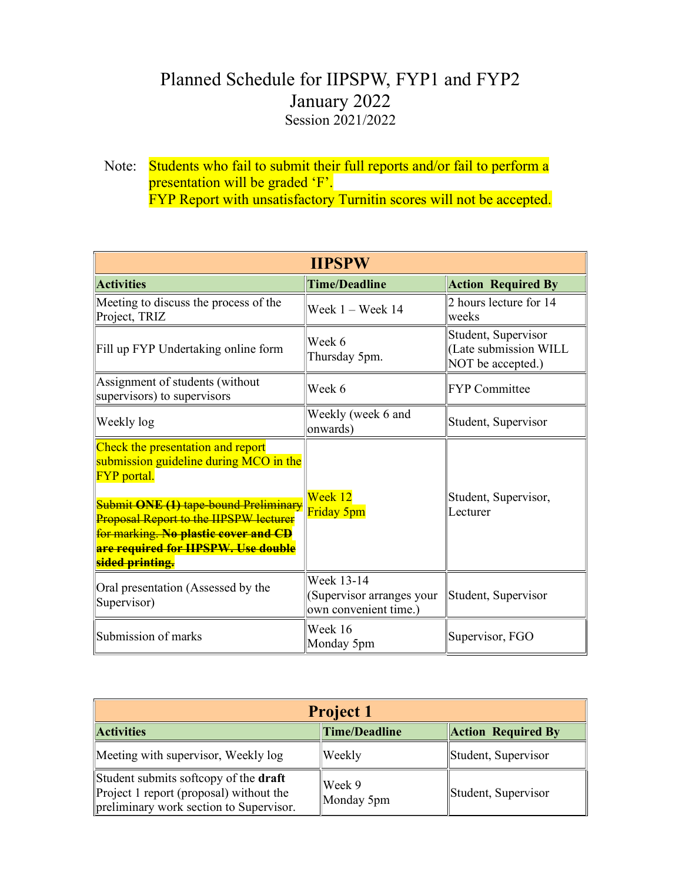# Planned Schedule for IIPSPW, FYP1 and FYP2

## January 2022

### Session 2021/2022

Note: Students who fail to submit their full reports and/or fail to perform a presentation will be graded 'F'.
FYP Report with unsatisfactory Turnitin scores will not be accepted.

| IIPSPW | | |
|---|---|---|
| **Activities** | **Time/Deadline** | **Action Required By** |
| Meeting to discuss the process of the Project, TRIZ | Week 1 – Week 14 | 2 hours lecture for 14 weeks |
| Fill up FYP Undertaking online form | Week 6<br>Thursday 5pm. | Student, Supervisor (Late submission WILL NOT be accepted.) |
| Assignment of students (without supervisors) to supervisors | Week 6 | FYP Committee |
| Weekly log | Weekly (week 6 and onwards) | Student, Supervisor |
| Check the presentation and report submission guideline during MCO in the FYP portal.<br><br>~~Submit **ONE (1)** tape-bound Preliminary Proposal Report to the IIPSPW lecturer for marking. **No plastic cover and CD are required for IIPSPW. Use double sided printing.**~~ | Week 12<br>Friday 5pm | Student, Supervisor, Lecturer |
| Oral presentation (Assessed by the Supervisor) | Week 13-14<br>(Supervisor arranges your own convenient time.) | Student, Supervisor |
| Submission of marks | Week 16<br>Monday 5pm | Supervisor, FGO |

| Project 1 | | |
|---|---|---|
| **Activities** | **Time/Deadline** | **Action Required By** |
| Meeting with supervisor, Weekly log | Weekly | Student, Supervisor |
| Student submits softcopy of the **draft** Project 1 report (proposal) without the preliminary work section to Supervisor. | Week 9<br>Monday 5pm | Student, Supervisor |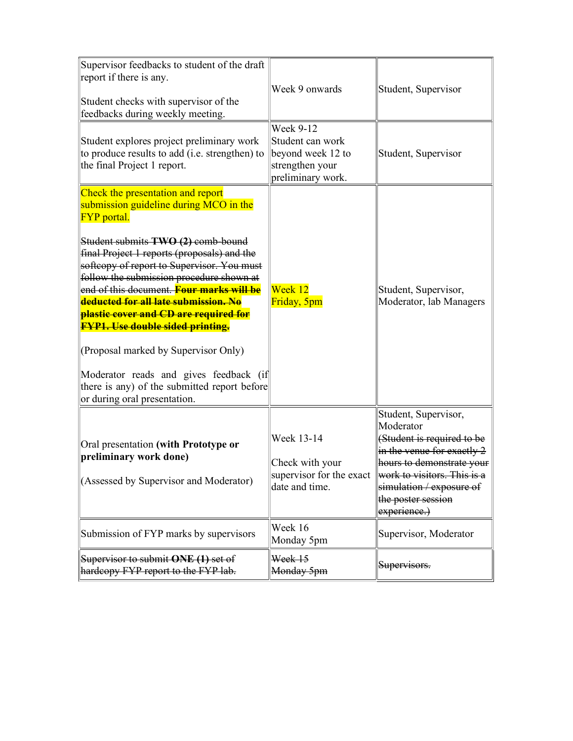| | | |
|---|---|---|
| Supervisor feedbacks to student of the draft report if there is any.<br><br>Student checks with supervisor of the feedbacks during weekly meeting. | Week 9 onwards | Student, Supervisor |
| Student explores project preliminary work to produce results to add (i.e. strengthen) to the final Project 1 report. | Week 9-12<br>Student can work beyond week 12 to strengthen your preliminary work. | Student, Supervisor |
| Check the presentation and report submission guideline during MCO in the FYP portal.<br><br>~~Student submits **TWO (2)** comb-bound final Project 1 reports (proposals) and the softcopy of report to Supervisor. You must follow the submission procedure shown at end of this document.~~ ~~**Four marks will be deducted for all late submission. No plastic cover and CD are required for FYP1. Use double sided printing.**~~<br><br>(Proposal marked by Supervisor Only)<br><br>Moderator reads and gives feedback (if there is any) of the submitted report before or during oral presentation. | Week 12<br>Friday, 5pm | Student, Supervisor, Moderator, lab Managers |
| Oral presentation **(with Prototype or preliminary work done)**<br><br>(Assessed by Supervisor and Moderator) | Week 13-14<br><br>Check with your supervisor for the exact date and time. | Student, Supervisor, Moderator<br>~~(Student is required to be in the venue for exactly 2 hours to demonstrate your work to visitors. This is a simulation / exposure of the poster session experience.)~~ |
| Submission of FYP marks by supervisors | Week 16<br>Monday 5pm | Supervisor, Moderator |
| ~~Supervisor to submit **ONE (1)** set of hardcopy FYP report to the FYP lab.~~ | ~~Week 15<br>Monday 5pm~~ | ~~Supervisors.~~ |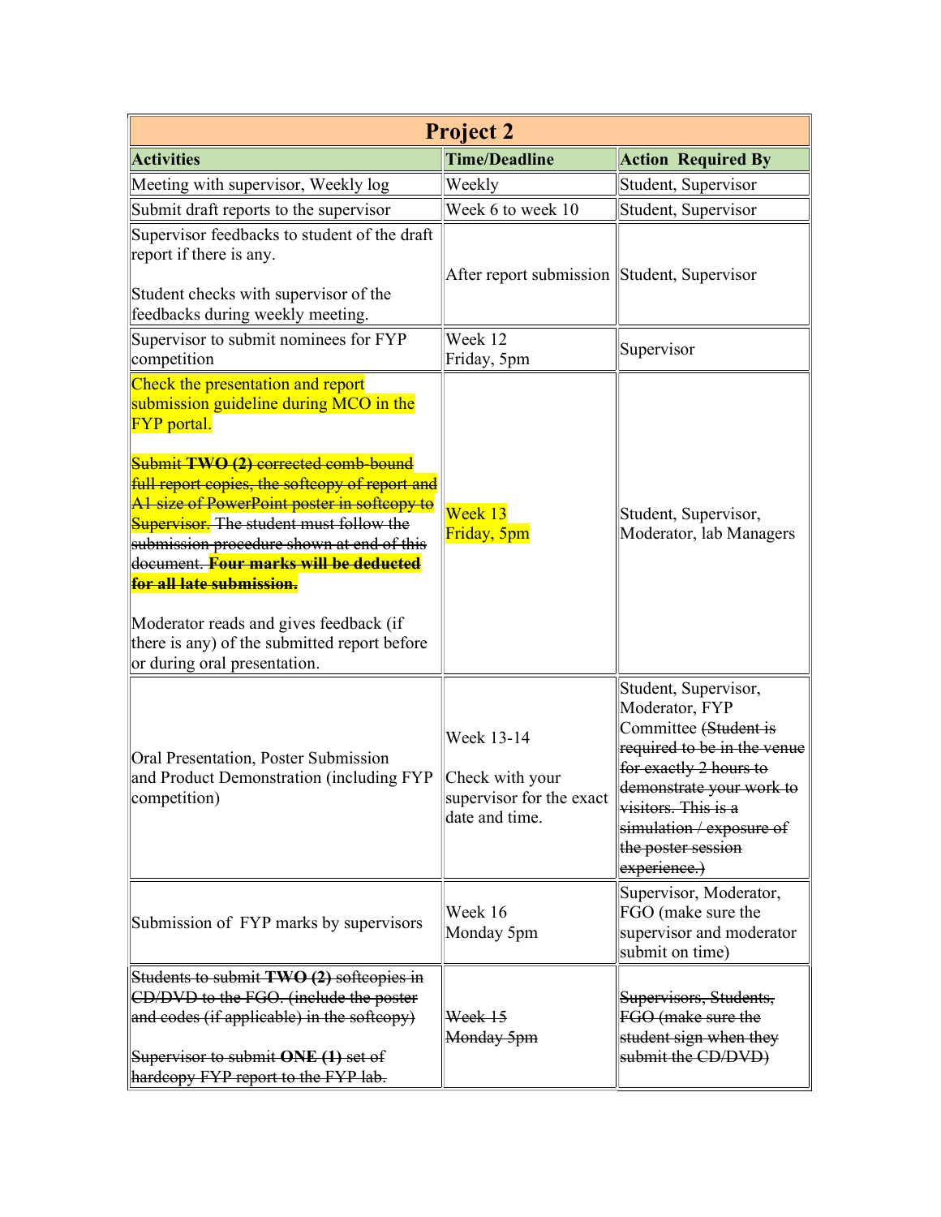| Project 2 | | |
|---|---|---|
| **Activities** | **Time/Deadline** | **Action Required By** |
| Meeting with supervisor, Weekly log | Weekly | Student, Supervisor |
| Submit draft reports to the supervisor | Week 6 to week 10 | Student, Supervisor |
| Supervisor feedbacks to student of the draft report if there is any.<br><br>Student checks with supervisor of the feedbacks during weekly meeting. | After report submission | Student, Supervisor |
| Supervisor to submit nominees for FYP competition | Week 12<br>Friday, 5pm | Supervisor |
| Check the presentation and report submission guideline during MCO in the FYP portal.<br><br>Submit ~~**TWO (2)** corrected comb-bound full report copies, the softcopy of report and A1 size of PowerPoint poster in softcopy to Supervisor. The student must follow the submission procedure shown at end of this document. **Four marks will be deducted for all late submission.**~~<br><br>Moderator reads and gives feedback (if there is any) of the submitted report before or during oral presentation. | Week 13<br>Friday, 5pm | Student, Supervisor, Moderator, lab Managers |
| Oral Presentation, Poster Submission and Product Demonstration (including FYP competition) | Week 13-14<br><br>Check with your supervisor for the exact date and time. | Student, Supervisor, Moderator, FYP Committee ~~(Student is required to be in the venue for exactly 2 hours to demonstrate your work to visitors. This is a simulation / exposure of the poster session experience.)~~ |
| Submission of FYP marks by supervisors | Week 16<br>Monday 5pm | Supervisor, Moderator, FGO (make sure the supervisor and moderator submit on time) |
| ~~Students to submit **TWO (2)** softcopies in CD/DVD to the FGO. (include the poster and codes (if applicable) in the softcopy)~~<br><br>~~Supervisor to submit **ONE (1)** set of hardcopy FYP report to the FYP lab.~~ | ~~Week 15<br>Monday 5pm~~ | ~~Supervisors, Students, FGO (make sure the student sign when they submit the CD/DVD)~~ |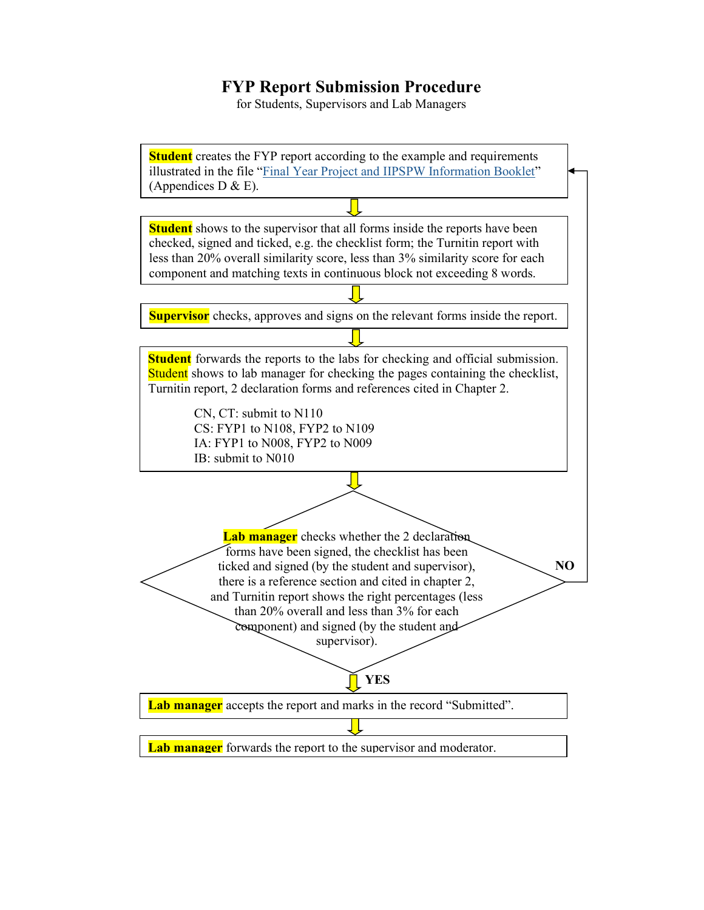# FYP Report Submission Procedure

for Students, Supervisors and Lab Managers

**Student** creates the FYP report according to the example and requirements illustrated in the file "Final Year Project and IIPSPW Information Booklet" (Appendices D & E).

**Student** shows to the supervisor that all forms inside the reports have been checked, signed and ticked, e.g. the checklist form; the Turnitin report with less than 20% overall similarity score, less than 3% similarity score for each component and matching texts in continuous block not exceeding 8 words.

**Supervisor** checks, approves and signs on the relevant forms inside the report.

**Student** forwards the reports to the labs for checking and official submission. Student shows to lab manager for checking the pages containing the checklist, Turnitin report, 2 declaration forms and references cited in Chapter 2.

CN, CT: submit to N110
CS: FYP1 to N108, FYP2 to N109
IA: FYP1 to N008, FYP2 to N009
IB: submit to N010

**Lab manager** checks whether the 2 declaration forms have been signed, the checklist has been ticked and signed (by the student and supervisor), there is a reference section and cited in chapter 2, and Turnitin report shows the right percentages (less than 20% overall and less than 3% for each component) and signed (by the student and supervisor).

**NO**

**YES**

**Lab manager** accepts the report and marks in the record "Submitted".

**Lab manager** forwards the report to the supervisor and moderator.